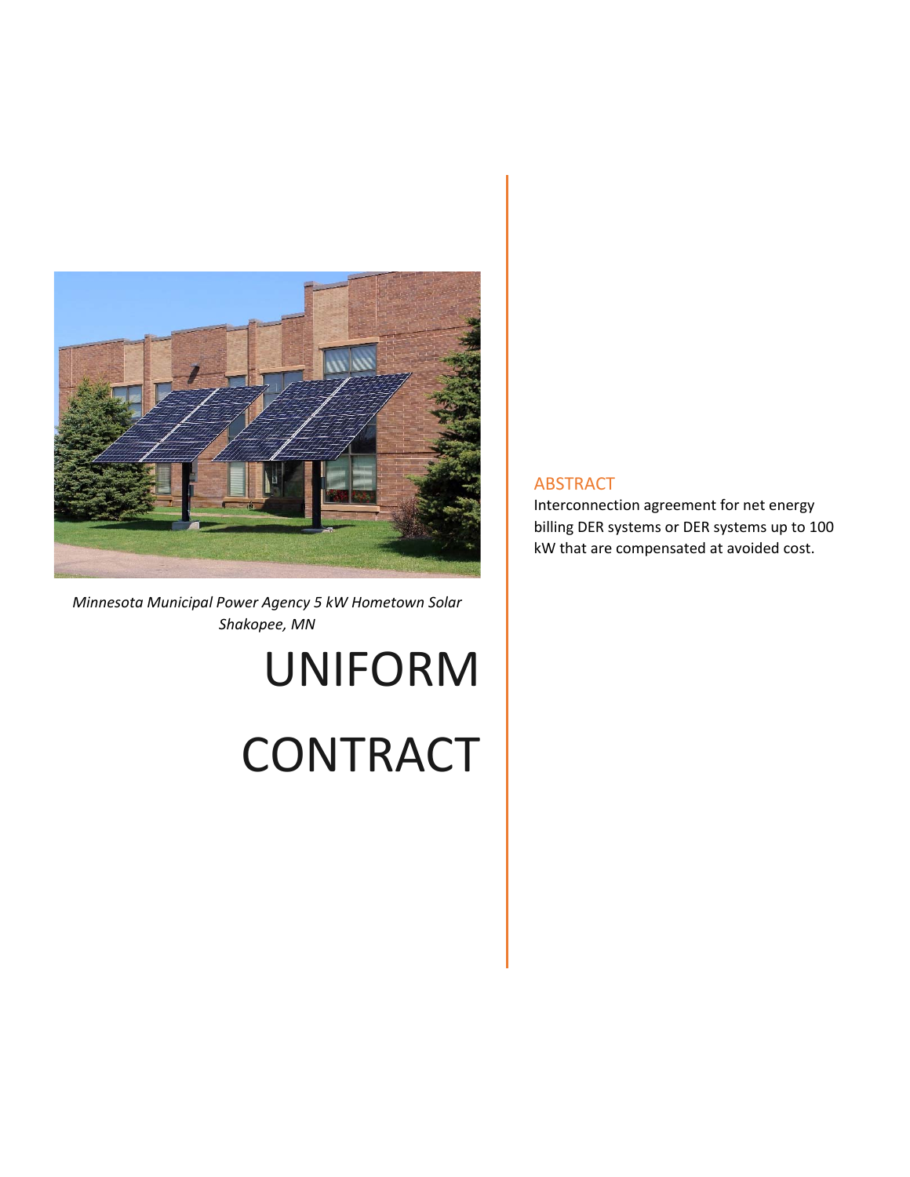*Minnesota Municipal Power Agency 5 kW Hometown Solar Shakopee, MN*

# UNIFORM CONTRACT

## ABSTRACT

Interconnection agreement for net energy billing DER systems or DER systems up to 100 kW that are compensated at avoided cost.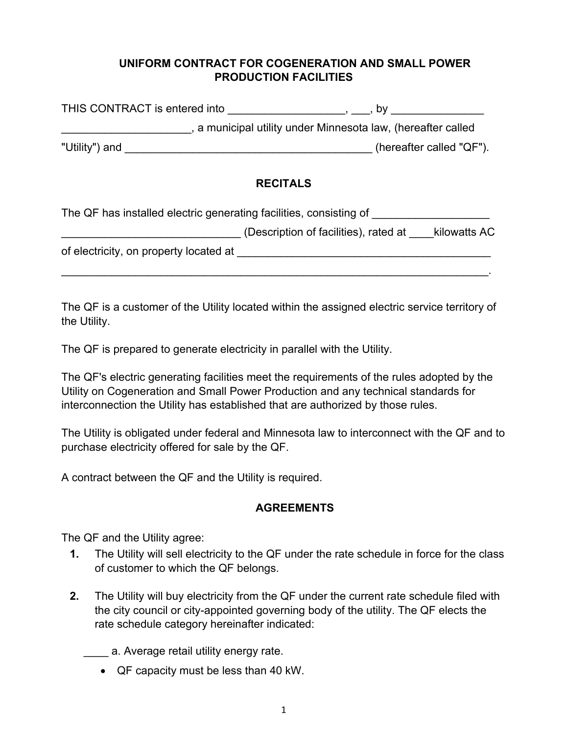# UNIFORM CONTRACT FOR COGENERATION AND SMALL POWER PRODUCTION FACILITIES

THIS CONTRACT is entered into ___________________, ___, by _______________ _____________________, a municipal utility under Minnesota law, (hereafter called "Utility") and _________________________________________ (hereafter called "QF").

## RECITALS

The QF has installed electric generating facilities, consisting of ___________________ _____________________________ (Description of facilities), rated at ____kilowatts AC of electricity, on property located at __________________________________________ _____________________________________________________________________.

The QF is a customer of the Utility located within the assigned electric service territory of the Utility.

The QF is prepared to generate electricity in parallel with the Utility.

The QF's electric generating facilities meet the requirements of the rules adopted by the Utility on Cogeneration and Small Power Production and any technical standards for interconnection the Utility has established that are authorized by those rules.

The Utility is obligated under federal and Minnesota law to interconnect with the QF and to purchase electricity offered for sale by the QF.

A contract between the QF and the Utility is required.

## AGREEMENTS

The QF and the Utility agree:

1. The Utility will sell electricity to the QF under the rate schedule in force for the class of customer to which the QF belongs.

2. The Utility will buy electricity from the QF under the current rate schedule filed with the city council or city-appointed governing body of the utility. The QF elects the rate schedule category hereinafter indicated:

   ____ a. Average retail utility energy rate.

   - QF capacity must be less than 40 kW.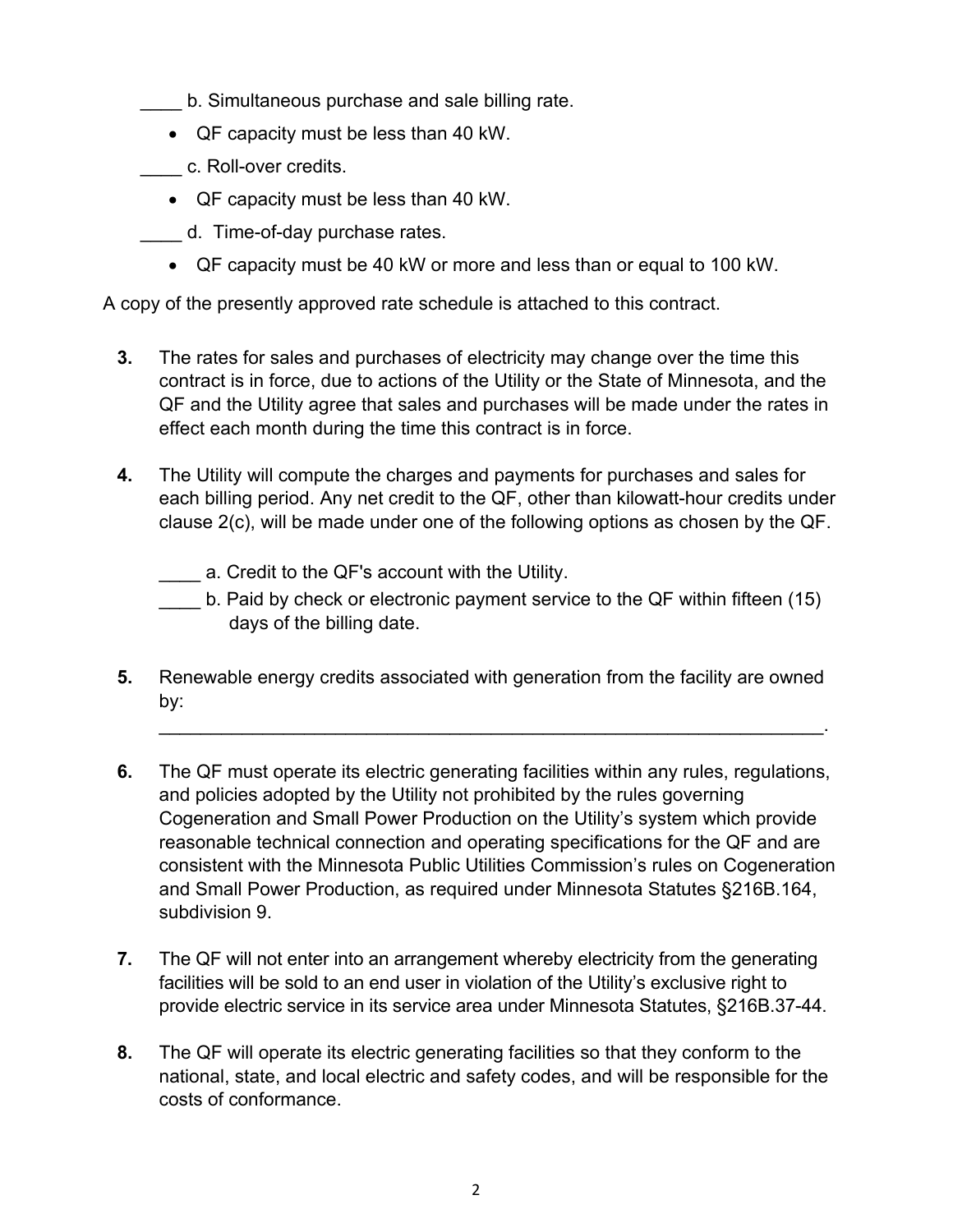____ b. Simultaneous purchase and sale billing rate.

- QF capacity must be less than 40 kW.

____ c. Roll-over credits.

- QF capacity must be less than 40 kW.

____ d. Time-of-day purchase rates.

- QF capacity must be 40 kW or more and less than or equal to 100 kW.

A copy of the presently approved rate schedule is attached to this contract.

3. The rates for sales and purchases of electricity may change over the time this contract is in force, due to actions of the Utility or the State of Minnesota, and the QF and the Utility agree that sales and purchases will be made under the rates in effect each month during the time this contract is in force.

4. The Utility will compute the charges and payments for purchases and sales for each billing period. Any net credit to the QF, other than kilowatt-hour credits under clause 2(c), will be made under one of the following options as chosen by the QF.

   ____ a. Credit to the QF's account with the Utility.
   ____ b. Paid by check or electronic payment service to the QF within fifteen (15) days of the billing date.

5. Renewable energy credits associated with generation from the facility are owned by:
   ________________________________________________________________.

6. The QF must operate its electric generating facilities within any rules, regulations, and policies adopted by the Utility not prohibited by the rules governing Cogeneration and Small Power Production on the Utility's system which provide reasonable technical connection and operating specifications for the QF and are consistent with the Minnesota Public Utilities Commission's rules on Cogeneration and Small Power Production, as required under Minnesota Statutes §216B.164, subdivision 9.

7. The QF will not enter into an arrangement whereby electricity from the generating facilities will be sold to an end user in violation of the Utility's exclusive right to provide electric service in its service area under Minnesota Statutes, §216B.37-44.

8. The QF will operate its electric generating facilities so that they conform to the national, state, and local electric and safety codes, and will be responsible for the costs of conformance.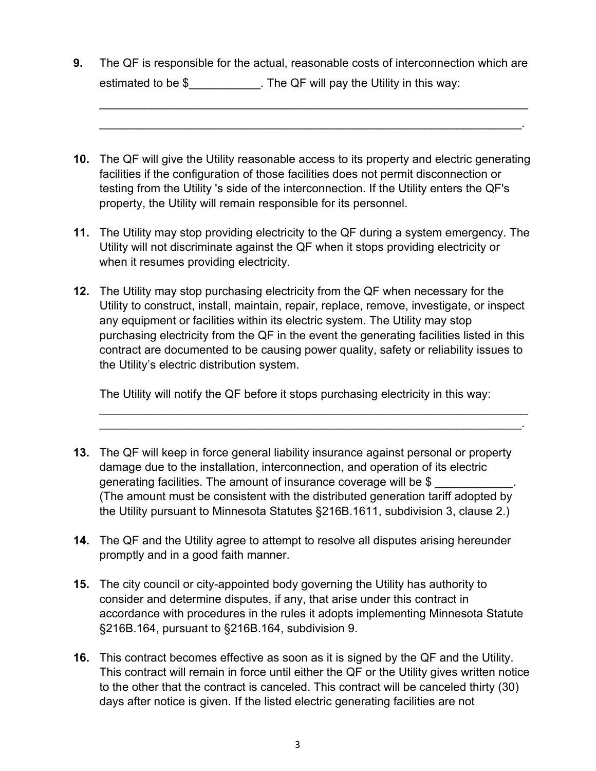**9.** The QF is responsible for the actual, reasonable costs of interconnection which are estimated to be $___________. The QF will pay the Utility in this way:

_____________________________________________________________________

____________________________________________________________________.

**10.** The QF will give the Utility reasonable access to its property and electric generating facilities if the configuration of those facilities does not permit disconnection or testing from the Utility 's side of the interconnection. If the Utility enters the QF's property, the Utility will remain responsible for its personnel.

**11.** The Utility may stop providing electricity to the QF during a system emergency. The Utility will not discriminate against the QF when it stops providing electricity or when it resumes providing electricity.

**12.** The Utility may stop purchasing electricity from the QF when necessary for the Utility to construct, install, maintain, repair, replace, remove, investigate, or inspect any equipment or facilities within its electric system. The Utility may stop purchasing electricity from the QF in the event the generating facilities listed in this contract are documented to be causing power quality, safety or reliability issues to the Utility's electric distribution system.

The Utility will notify the QF before it stops purchasing electricity in this way:

_____________________________________________________________________

____________________________________________________________________.

**13.** The QF will keep in force general liability insurance against personal or property damage due to the installation, interconnection, and operation of its electric generating facilities. The amount of insurance coverage will be $ ____________. (The amount must be consistent with the distributed generation tariff adopted by the Utility pursuant to Minnesota Statutes §216B.1611, subdivision 3, clause 2.)

**14.** The QF and the Utility agree to attempt to resolve all disputes arising hereunder promptly and in a good faith manner.

**15.** The city council or city-appointed body governing the Utility has authority to consider and determine disputes, if any, that arise under this contract in accordance with procedures in the rules it adopts implementing Minnesota Statute §216B.164, pursuant to §216B.164, subdivision 9.

**16.** This contract becomes effective as soon as it is signed by the QF and the Utility. This contract will remain in force until either the QF or the Utility gives written notice to the other that the contract is canceled. This contract will be canceled thirty (30) days after notice is given. If the listed electric generating facilities are not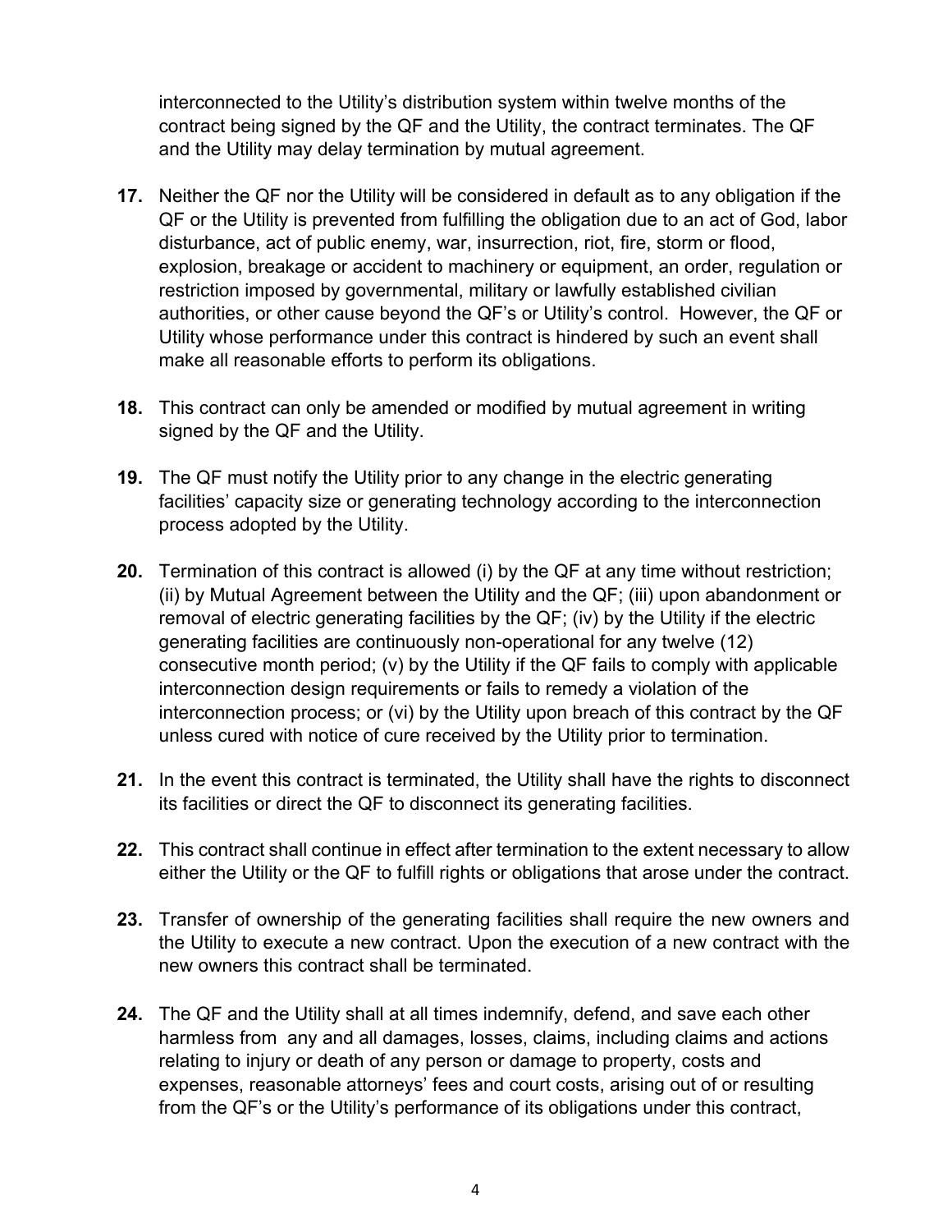interconnected to the Utility's distribution system within twelve months of the contract being signed by the QF and the Utility, the contract terminates. The QF and the Utility may delay termination by mutual agreement.

**17.** Neither the QF nor the Utility will be considered in default as to any obligation if the QF or the Utility is prevented from fulfilling the obligation due to an act of God, labor disturbance, act of public enemy, war, insurrection, riot, fire, storm or flood, explosion, breakage or accident to machinery or equipment, an order, regulation or restriction imposed by governmental, military or lawfully established civilian authorities, or other cause beyond the QF's or Utility's control. However, the QF or Utility whose performance under this contract is hindered by such an event shall make all reasonable efforts to perform its obligations.

**18.** This contract can only be amended or modified by mutual agreement in writing signed by the QF and the Utility.

**19.** The QF must notify the Utility prior to any change in the electric generating facilities' capacity size or generating technology according to the interconnection process adopted by the Utility.

**20.** Termination of this contract is allowed (i) by the QF at any time without restriction; (ii) by Mutual Agreement between the Utility and the QF; (iii) upon abandonment or removal of electric generating facilities by the QF; (iv) by the Utility if the electric generating facilities are continuously non-operational for any twelve (12) consecutive month period; (v) by the Utility if the QF fails to comply with applicable interconnection design requirements or fails to remedy a violation of the interconnection process; or (vi) by the Utility upon breach of this contract by the QF unless cured with notice of cure received by the Utility prior to termination.

**21.** In the event this contract is terminated, the Utility shall have the rights to disconnect its facilities or direct the QF to disconnect its generating facilities.

**22.** This contract shall continue in effect after termination to the extent necessary to allow either the Utility or the QF to fulfill rights or obligations that arose under the contract.

**23.** Transfer of ownership of the generating facilities shall require the new owners and the Utility to execute a new contract. Upon the execution of a new contract with the new owners this contract shall be terminated.

**24.** The QF and the Utility shall at all times indemnify, defend, and save each other harmless from any and all damages, losses, claims, including claims and actions relating to injury or death of any person or damage to property, costs and expenses, reasonable attorneys' fees and court costs, arising out of or resulting from the QF's or the Utility's performance of its obligations under this contract,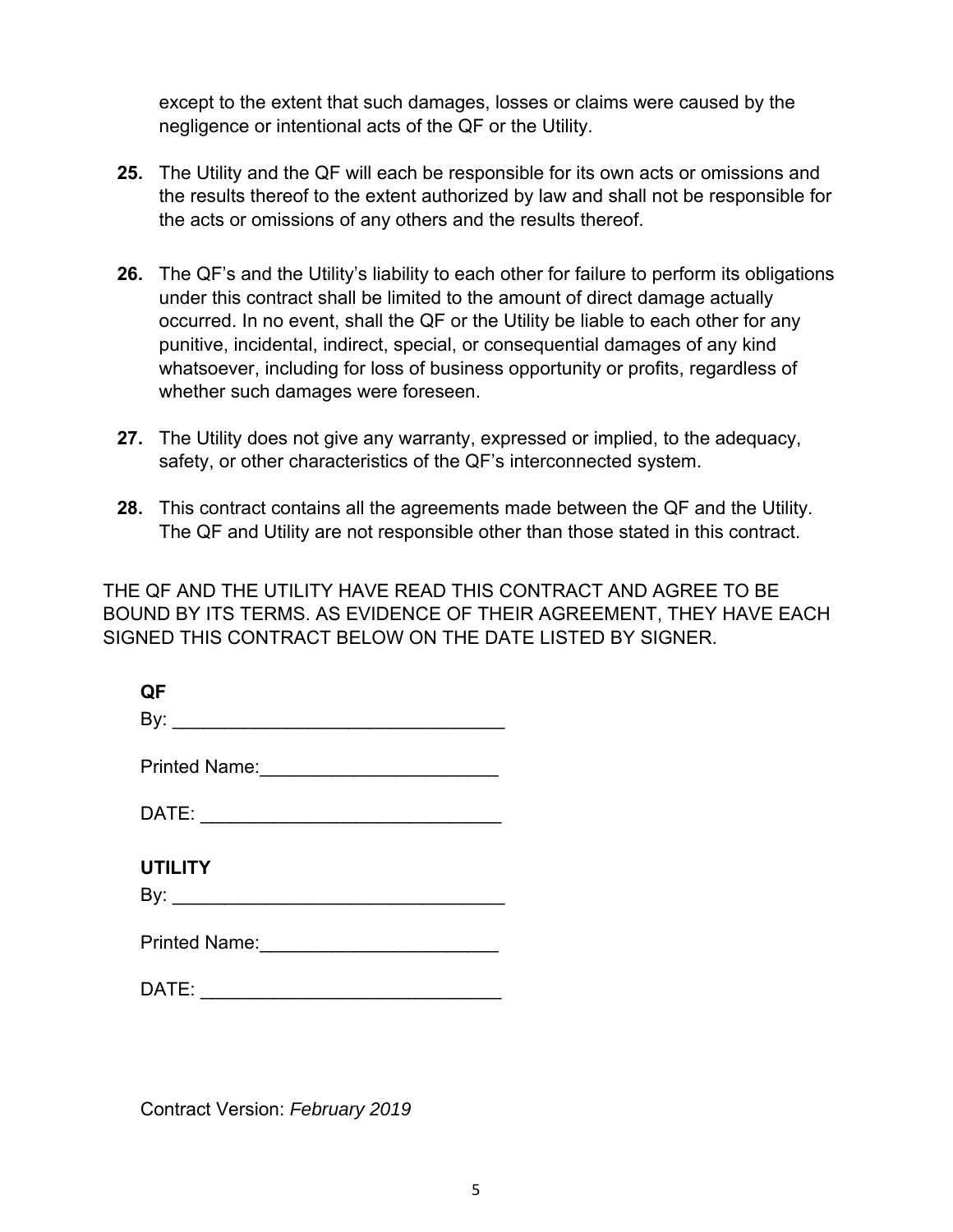except to the extent that such damages, losses or claims were caused by the negligence or intentional acts of the QF or the Utility.

**25.** The Utility and the QF will each be responsible for its own acts or omissions and the results thereof to the extent authorized by law and shall not be responsible for the acts or omissions of any others and the results thereof.

**26.** The QF's and the Utility's liability to each other for failure to perform its obligations under this contract shall be limited to the amount of direct damage actually occurred. In no event, shall the QF or the Utility be liable to each other for any punitive, incidental, indirect, special, or consequential damages of any kind whatsoever, including for loss of business opportunity or profits, regardless of whether such damages were foreseen.

**27.** The Utility does not give any warranty, expressed or implied, to the adequacy, safety, or other characteristics of the QF's interconnected system.

**28.** This contract contains all the agreements made between the QF and the Utility. The QF and Utility are not responsible other than those stated in this contract.

THE QF AND THE UTILITY HAVE READ THIS CONTRACT AND AGREE TO BE BOUND BY ITS TERMS. AS EVIDENCE OF THEIR AGREEMENT, THEY HAVE EACH SIGNED THIS CONTRACT BELOW ON THE DATE LISTED BY SIGNER.

**QF**

By: ________________________________

Printed Name:_______________________

DATE: ____________________________

**UTILITY**

By: ________________________________

Printed Name:_______________________

DATE: ____________________________

Contract Version: *February 2019*